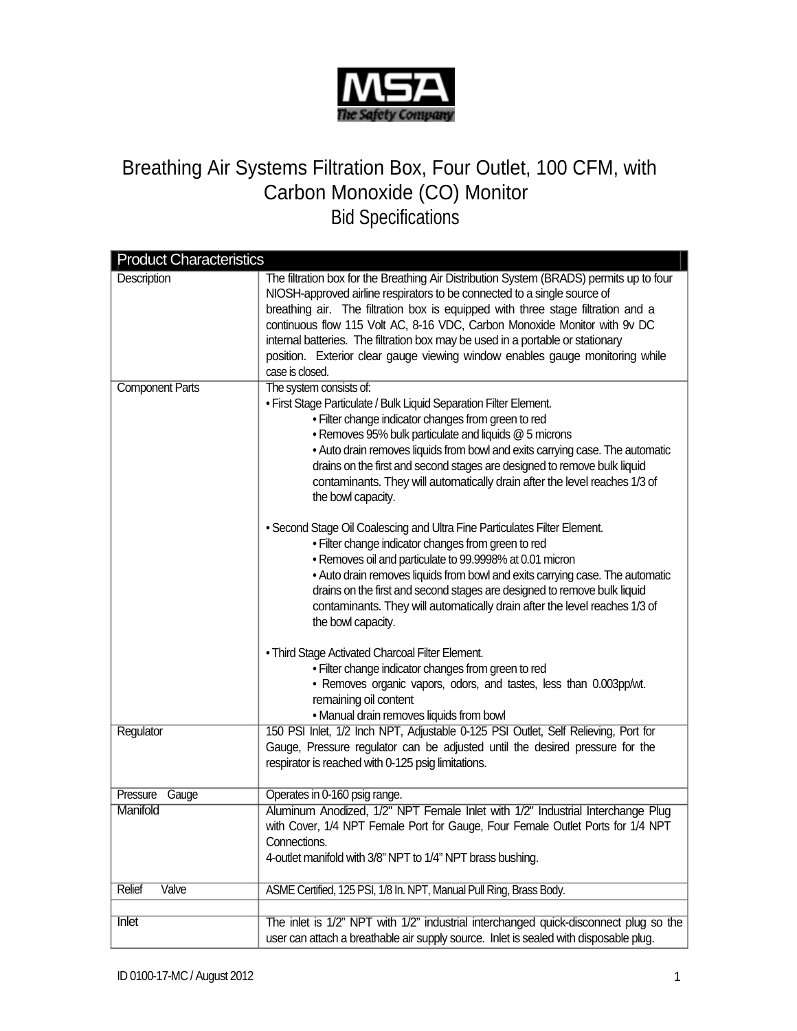MSA
The Safety Company

# Breathing Air Systems Filtration Box, Four Outlet, 100 CFM, with Carbon Monoxide (CO) Monitor

## Bid Specifications

| Product Characteristics | |
|---|---|
| Description | The filtration box for the Breathing Air Distribution System (BRADS) permits up to four NIOSH-approved airline respirators to be connected to a single source of breathing air. The filtration box is equipped with three stage filtration and a continuous flow 115 Volt AC, 8-16 VDC, Carbon Monoxide Monitor with 9v DC internal batteries. The filtration box may be used in a portable or stationary position. Exterior clear gauge viewing window enables gauge monitoring while case is closed. |
| Component Parts | The system consists of:<br>• First Stage Particulate / Bulk Liquid Separation Filter Element.<br>&nbsp;&nbsp;&nbsp;&nbsp;• Filter change indicator changes from green to red<br>&nbsp;&nbsp;&nbsp;&nbsp;• Removes 95% bulk particulate and liquids @ 5 microns<br>&nbsp;&nbsp;&nbsp;&nbsp;• Auto drain removes liquids from bowl and exits carrying case. The automatic drains on the first and second stages are designed to remove bulk liquid contaminants. They will automatically drain after the level reaches 1/3 of the bowl capacity.<br><br>• Second Stage Oil Coalescing and Ultra Fine Particulates Filter Element.<br>&nbsp;&nbsp;&nbsp;&nbsp;• Filter change indicator changes from green to red<br>&nbsp;&nbsp;&nbsp;&nbsp;• Removes oil and particulate to 99.9998% at 0.01 micron<br>&nbsp;&nbsp;&nbsp;&nbsp;• Auto drain removes liquids from bowl and exits carrying case. The automatic drains on the first and second stages are designed to remove bulk liquid contaminants. They will automatically drain after the level reaches 1/3 of the bowl capacity.<br><br>• Third Stage Activated Charcoal Filter Element.<br>&nbsp;&nbsp;&nbsp;&nbsp;• Filter change indicator changes from green to red<br>&nbsp;&nbsp;&nbsp;&nbsp;• Removes organic vapors, odors, and tastes, less than 0.003pp/wt. remaining oil content<br>&nbsp;&nbsp;&nbsp;&nbsp;• Manual drain removes liquids from bowl |
| Regulator | 150 PSI Inlet, 1/2 Inch NPT, Adjustable 0-125 PSI Outlet, Self Relieving, Port for Gauge, Pressure regulator can be adjusted until the desired pressure for the respirator is reached with 0-125 psig limitations. |
| Pressure Gauge | Operates in 0-160 psig range. |
| Manifold | Aluminum Anodized, 1/2" NPT Female Inlet with 1/2" Industrial Interchange Plug with Cover, 1/4 NPT Female Port for Gauge, Four Female Outlet Ports for 1/4 NPT Connections.<br>4-outlet manifold with 3/8" NPT to 1/4" NPT brass bushing. |
| Relief Valve | ASME Certified, 125 PSI, 1/8 In. NPT, Manual Pull Ring, Brass Body. |
| | |
| Inlet | The inlet is 1/2" NPT with 1/2" industrial interchanged quick-disconnect plug so the user can attach a breathable air supply source. Inlet is sealed with disposable plug. |

ID 0100-17-MC / August 2012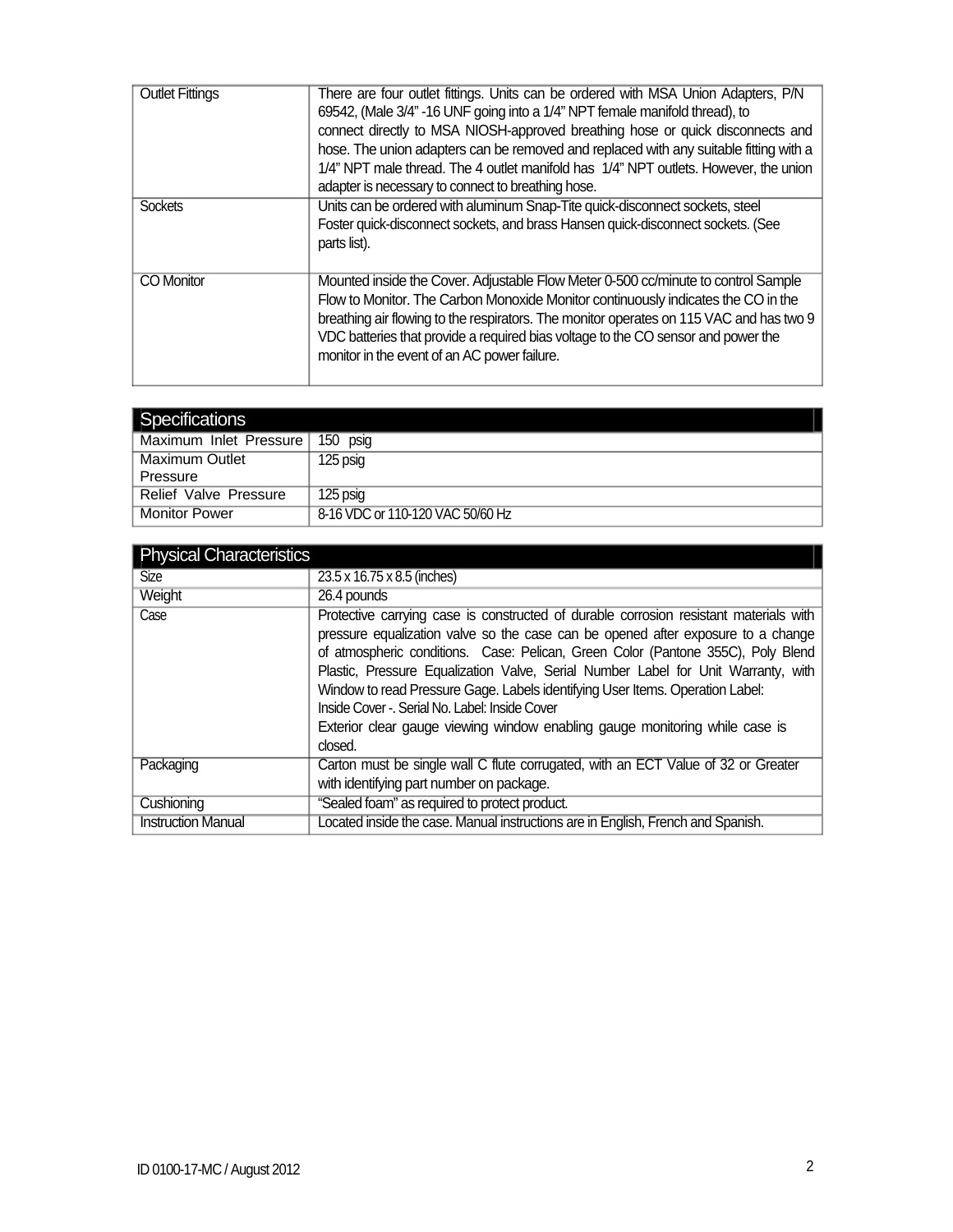| | |
|---|---|
| Outlet Fittings | There are four outlet fittings. Units can be ordered with MSA Union Adapters, P/N 69542, (Male 3/4" -16 UNF going into a 1/4" NPT female manifold thread), to connect directly to MSA NIOSH-approved breathing hose or quick disconnects and hose. The union adapters can be removed and replaced with any suitable fitting with a 1/4" NPT male thread. The 4 outlet manifold has 1/4" NPT outlets. However, the union adapter is necessary to connect to breathing hose. |
| Sockets | Units can be ordered with aluminum Snap-Tite quick-disconnect sockets, steel Foster quick-disconnect sockets, and brass Hansen quick-disconnect sockets. (See parts list). |
| CO Monitor | Mounted inside the Cover. Adjustable Flow Meter 0-500 cc/minute to control Sample Flow to Monitor. The Carbon Monoxide Monitor continuously indicates the CO in the breathing air flowing to the respirators. The monitor operates on 115 VAC and has two 9 VDC batteries that provide a required bias voltage to the CO sensor and power the monitor in the event of an AC power failure. |

| Specifications | |
|---|---|
| Maximum Inlet Pressure | 150 psig |
| Maximum Outlet Pressure | 125 psig |
| Relief Valve Pressure | 125 psig |
| Monitor Power | 8-16 VDC or 110-120 VAC 50/60 Hz |

| Physical Characteristics | |
|---|---|
| Size | 23.5 x 16.75 x 8.5 (inches) |
| Weight | 26.4 pounds |
| Case | Protective carrying case is constructed of durable corrosion resistant materials with pressure equalization valve so the case can be opened after exposure to a change of atmospheric conditions. Case: Pelican, Green Color (Pantone 355C), Poly Blend Plastic, Pressure Equalization Valve, Serial Number Label for Unit Warranty, with Window to read Pressure Gage. Labels identifying User Items. Operation Label: Inside Cover -. Serial No. Label: Inside Cover<br>Exterior clear gauge viewing window enabling gauge monitoring while case is closed. |
| Packaging | Carton must be single wall C flute corrugated, with an ECT Value of 32 or Greater with identifying part number on package. |
| Cushioning | "Sealed foam" as required to protect product. |
| Instruction Manual | Located inside the case. Manual instructions are in English, French and Spanish. |

ID 0100-17-MC / August 2012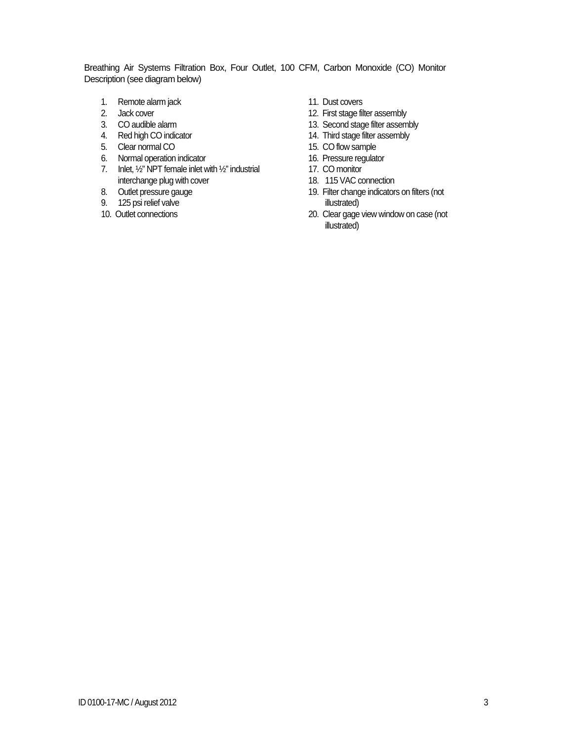Breathing Air Systems Filtration Box, Four Outlet, 100 CFM, Carbon Monoxide (CO) Monitor Description (see diagram below)

1. Remote alarm jack
2. Jack cover
3. CO audible alarm
4. Red high CO indicator
5. Clear normal CO
6. Normal operation indicator
7. Inlet, ½" NPT female inlet with ½" industrial interchange plug with cover
8. Outlet pressure gauge
9. 125 psi relief valve
10. Outlet connections
11. Dust covers
12. First stage filter assembly
13. Second stage filter assembly
14. Third stage filter assembly
15. CO flow sample
16. Pressure regulator
17. CO monitor
18. 115 VAC connection
19. Filter change indicators on filters (not illustrated)
20. Clear gage view window on case (not illustrated)

ID 0100-17-MC / August 2012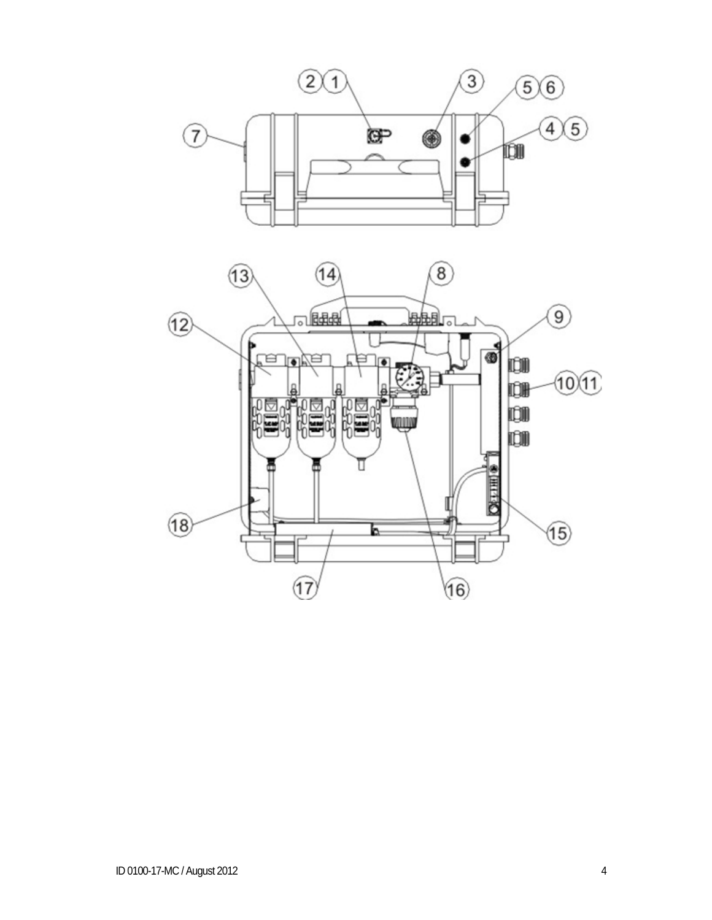2 1

3

5 6

7

4 5

13

14

8

12

9

10 11

18

15

17

16